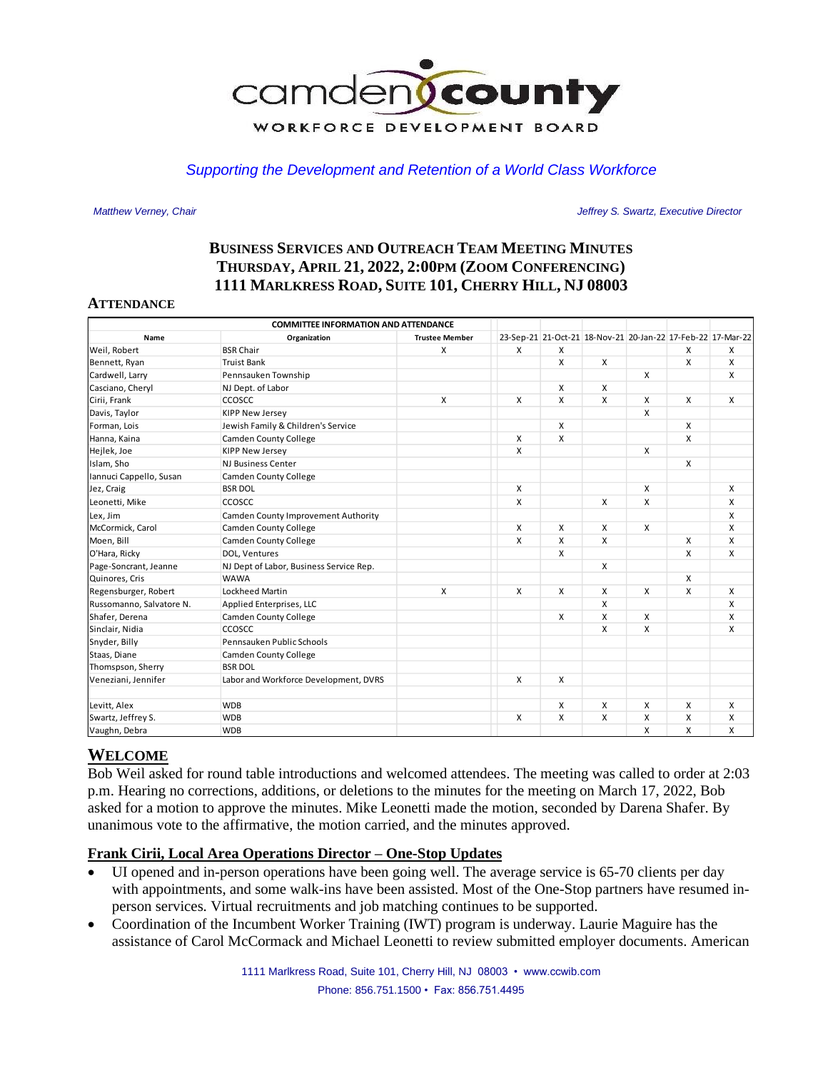camden county

WORKFORCE DEVELOPMENT BOARD

*Supporting the Development and Retention of a World Class Workforce*

*Matthew Verney, Chair*

*Jeffrey S. Swartz, Executive Director*

## BUSINESS SERVICES AND OUTREACH TEAM MEETING MINUTES
## THURSDAY, APRIL 21, 2022, 2:00PM (ZOOM CONFERENCING)
## 1111 MARLKRESS ROAD, SUITE 101, CHERRY HILL, NJ 08003

### ATTENDANCE

| COMMITTEE INFORMATION AND ATTENDANCE | | | | | | | | |
|---|---|---|---|---|---|---|---|---|
| Name | Organization | Trustee Member | 23-Sep-21 | 21-Oct-21 | 18-Nov-21 | 20-Jan-22 | 17-Feb-22 | 17-Mar-22 |
| Weil, Robert | BSR Chair | X | X | X | | | X | X |
| Bennett, Ryan | Truist Bank | | | X | X | | X | X |
| Cardwell, Larry | Pennsauken Township | | | | | X | | X |
| Casciano, Cheryl | NJ Dept. of Labor | | | X | X | | | |
| Cirii, Frank | CCOSCC | X | X | X | X | X | X | X |
| Davis, Taylor | KIPP New Jersey | | | | | X | | |
| Forman, Lois | Jewish Family & Children's Service | | | X | | | X | |
| Hanna, Kaina | Camden County College | | X | X | | | X | |
| Hejlek, Joe | KIPP New Jersey | | X | | | X | | |
| Islam, Sho | NJ Business Center | | | | | | X | |
| Iannuci Cappello, Susan | Camden County College | | | | | | | |
| Jez, Craig | BSR DOL | | X | | | X | | X |
| Leonetti, Mike | CCOSCC | | X | | X | X | | X |
| Lex, Jim | Camden County Improvement Authority | | | | | | | X |
| McCormick, Carol | Camden County College | | X | X | X | X | | X |
| Moen, Bill | Camden County College | | X | X | X | | X | X |
| O'Hara, Ricky | DOL, Ventures | | | X | | | X | X |
| Page-Soncrant, Jeanne | NJ Dept of Labor, Business Service Rep. | | | | X | | | |
| Quinores, Cris | WAWA | | | | | | X | |
| Regensburger, Robert | Lockheed Martin | X | X | X | X | X | X | X |
| Russomanno, Salvatore N. | Applied Enterprises, LLC | | | | X | | | X |
| Shafer, Derena | Camden County College | | | X | X | X | | X |
| Sinclair, Nidia | CCOSCC | | | | X | X | | X |
| Snyder, Billy | Pennsauken Public Schools | | | | | | | |
| Staas, Diane | Camden County College | | | | | | | |
| Thomspson, Sherry | BSR DOL | | | | | | | |
| Veneziani, Jennifer | Labor and Workforce Development, DVRS | | X | X | | | | |
| | | | | | | | | |
| Levitt, Alex | WDB | | | X | X | X | X | X |
| Swartz, Jeffrey S. | WDB | | X | X | X | X | X | X |
| Vaughn, Debra | WDB | | | | | X | X | X |

## WELCOME

Bob Weil asked for round table introductions and welcomed attendees. The meeting was called to order at 2:03 p.m. Hearing no corrections, additions, or deletions to the minutes for the meeting on March 17, 2022, Bob asked for a motion to approve the minutes. Mike Leonetti made the motion, seconded by Darena Shafer. By unanimous vote to the affirmative, the motion carried, and the minutes approved.

### Frank Cirii, Local Area Operations Director – One-Stop Updates

- UI opened and in-person operations have been going well. The average service is 65-70 clients per day with appointments, and some walk-ins have been assisted. Most of the One-Stop partners have resumed in-person services. Virtual recruitments and job matching continues to be supported.
- Coordination of the Incumbent Worker Training (IWT) program is underway. Laurie Maguire has the assistance of Carol McCormack and Michael Leonetti to review submitted employer documents. American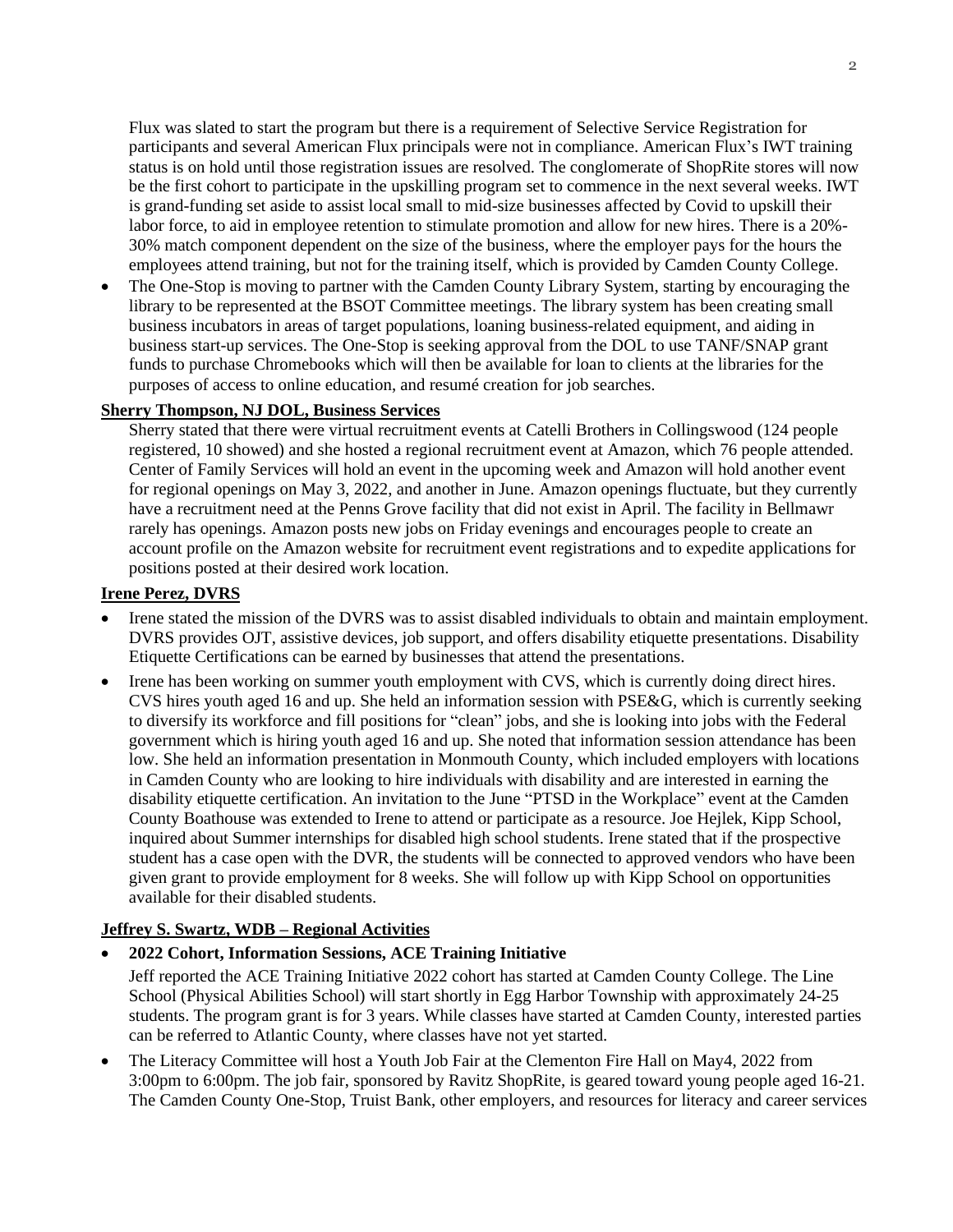Flux was slated to start the program but there is a requirement of Selective Service Registration for participants and several American Flux principals were not in compliance. American Flux's IWT training status is on hold until those registration issues are resolved. The conglomerate of ShopRite stores will now be the first cohort to participate in the upskilling program set to commence in the next several weeks. IWT is grand-funding set aside to assist local small to mid-size businesses affected by Covid to upskill their labor force, to aid in employee retention to stimulate promotion and allow for new hires. There is a 20%-30% match component dependent on the size of the business, where the employer pays for the hours the employees attend training, but not for the training itself, which is provided by Camden County College.

- The One-Stop is moving to partner with the Camden County Library System, starting by encouraging the library to be represented at the BSOT Committee meetings. The library system has been creating small business incubators in areas of target populations, loaning business-related equipment, and aiding in business start-up services. The One-Stop is seeking approval from the DOL to use TANF/SNAP grant funds to purchase Chromebooks which will then be available for loan to clients at the libraries for the purposes of access to online education, and resumé creation for job searches.

**Sherry Thompson, NJ DOL, Business Services**

Sherry stated that there were virtual recruitment events at Catelli Brothers in Collingswood (124 people registered, 10 showed) and she hosted a regional recruitment event at Amazon, which 76 people attended. Center of Family Services will hold an event in the upcoming week and Amazon will hold another event for regional openings on May 3, 2022, and another in June. Amazon openings fluctuate, but they currently have a recruitment need at the Penns Grove facility that did not exist in April. The facility in Bellmawr rarely has openings. Amazon posts new jobs on Friday evenings and encourages people to create an account profile on the Amazon website for recruitment event registrations and to expedite applications for positions posted at their desired work location.

**Irene Perez, DVRS**

- Irene stated the mission of the DVRS was to assist disabled individuals to obtain and maintain employment. DVRS provides OJT, assistive devices, job support, and offers disability etiquette presentations. Disability Etiquette Certifications can be earned by businesses that attend the presentations.
- Irene has been working on summer youth employment with CVS, which is currently doing direct hires. CVS hires youth aged 16 and up. She held an information session with PSE&G, which is currently seeking to diversify its workforce and fill positions for "clean" jobs, and she is looking into jobs with the Federal government which is hiring youth aged 16 and up. She noted that information session attendance has been low. She held an information presentation in Monmouth County, which included employers with locations in Camden County who are looking to hire individuals with disability and are interested in earning the disability etiquette certification. An invitation to the June "PTSD in the Workplace" event at the Camden County Boathouse was extended to Irene to attend or participate as a resource. Joe Hejlek, Kipp School, inquired about Summer internships for disabled high school students. Irene stated that if the prospective student has a case open with the DVR, the students will be connected to approved vendors who have been given grant to provide employment for 8 weeks. She will follow up with Kipp School on opportunities available for their disabled students.

**Jeffrey S. Swartz, WDB – Regional Activities**

- **2022 Cohort, Information Sessions, ACE Training Initiative**

  Jeff reported the ACE Training Initiative 2022 cohort has started at Camden County College. The Line School (Physical Abilities School) will start shortly in Egg Harbor Township with approximately 24-25 students. The program grant is for 3 years. While classes have started at Camden County, interested parties can be referred to Atlantic County, where classes have not yet started.
- The Literacy Committee will host a Youth Job Fair at the Clementon Fire Hall on May4, 2022 from 3:00pm to 6:00pm. The job fair, sponsored by Ravitz ShopRite, is geared toward young people aged 16-21. The Camden County One-Stop, Truist Bank, other employers, and resources for literacy and career services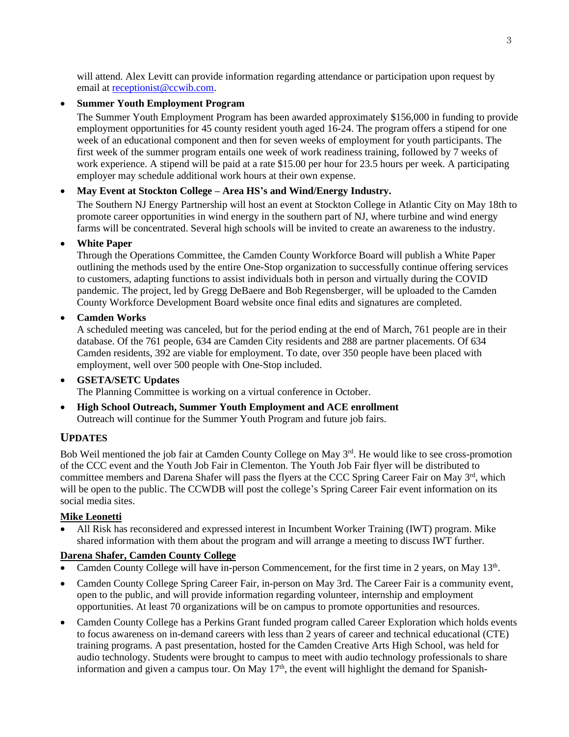will attend. Alex Levitt can provide information regarding attendance or participation upon request by email at receptionist@ccwib.com.

- **Summer Youth Employment Program**

  The Summer Youth Employment Program has been awarded approximately $156,000 in funding to provide employment opportunities for 45 county resident youth aged 16-24. The program offers a stipend for one week of an educational component and then for seven weeks of employment for youth participants. The first week of the summer program entails one week of work readiness training, followed by 7 weeks of work experience. A stipend will be paid at a rate $15.00 per hour for 23.5 hours per week. A participating employer may schedule additional work hours at their own expense.

- **May Event at Stockton College – Area HS's and Wind/Energy Industry.**

  The Southern NJ Energy Partnership will host an event at Stockton College in Atlantic City on May 18th to promote career opportunities in wind energy in the southern part of NJ, where turbine and wind energy farms will be concentrated. Several high schools will be invited to create an awareness to the industry.

- **White Paper**

  Through the Operations Committee, the Camden County Workforce Board will publish a White Paper outlining the methods used by the entire One-Stop organization to successfully continue offering services to customers, adapting functions to assist individuals both in person and virtually during the COVID pandemic. The project, led by Gregg DeBaere and Bob Regensberger, will be uploaded to the Camden County Workforce Development Board website once final edits and signatures are completed.

- **Camden Works**

  A scheduled meeting was canceled, but for the period ending at the end of March, 761 people are in their database. Of the 761 people, 634 are Camden City residents and 288 are partner placements. Of 634 Camden residents, 392 are viable for employment. To date, over 350 people have been placed with employment, well over 500 people with One-Stop included.

- **GSETA/SETC Updates**

  The Planning Committee is working on a virtual conference in October.

- **High School Outreach, Summer Youth Employment and ACE enrollment**

  Outreach will continue for the Summer Youth Program and future job fairs.

## UPDATES

Bob Weil mentioned the job fair at Camden County College on May 3rd. He would like to see cross-promotion of the CCC event and the Youth Job Fair in Clementon. The Youth Job Fair flyer will be distributed to committee members and Darena Shafer will pass the flyers at the CCC Spring Career Fair on May 3rd, which will be open to the public. The CCWDB will post the college's Spring Career Fair event information on its social media sites.

### Mike Leonetti

- All Risk has reconsidered and expressed interest in Incumbent Worker Training (IWT) program. Mike shared information with them about the program and will arrange a meeting to discuss IWT further.

### Darena Shafer, Camden County College

- Camden County College will have in-person Commencement, for the first time in 2 years, on May 13th.
- Camden County College Spring Career Fair, in-person on May 3rd. The Career Fair is a community event, open to the public, and will provide information regarding volunteer, internship and employment opportunities. At least 70 organizations will be on campus to promote opportunities and resources.
- Camden County College has a Perkins Grant funded program called Career Exploration which holds events to focus awareness on in-demand careers with less than 2 years of career and technical educational (CTE) training programs. A past presentation, hosted for the Camden Creative Arts High School, was held for audio technology. Students were brought to campus to meet with audio technology professionals to share information and given a campus tour. On May 17th, the event will highlight the demand for Spanish-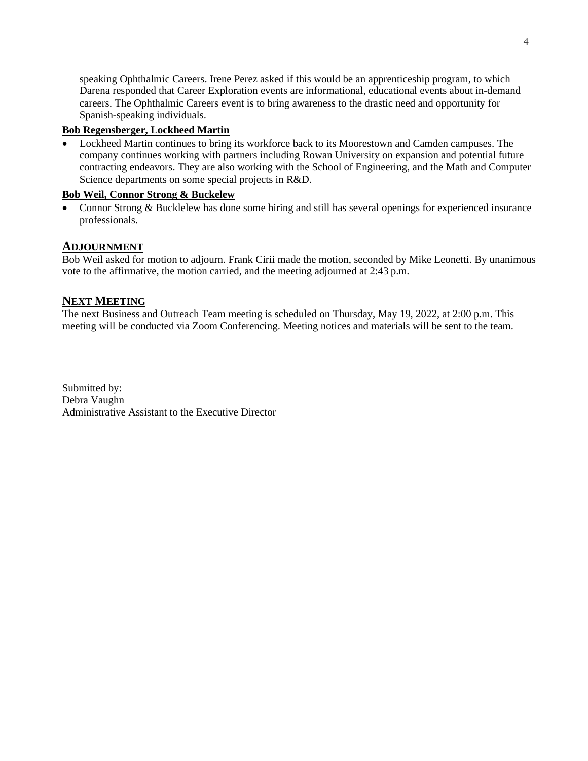speaking Ophthalmic Careers. Irene Perez asked if this would be an apprenticeship program, to which Darena responded that Career Exploration events are informational, educational events about in-demand careers. The Ophthalmic Careers event is to bring awareness to the drastic need and opportunity for Spanish-speaking individuals.

**Bob Regensberger, Lockheed Martin**

- Lockheed Martin continues to bring its workforce back to its Moorestown and Camden campuses. The company continues working with partners including Rowan University on expansion and potential future contracting endeavors. They are also working with the School of Engineering, and the Math and Computer Science departments on some special projects in R&D.

**Bob Weil, Connor Strong & Buckelew**

- Connor Strong & Bucklelew has done some hiring and still has several openings for experienced insurance professionals.

## ADJOURNMENT

Bob Weil asked for motion to adjourn. Frank Cirii made the motion, seconded by Mike Leonetti. By unanimous vote to the affirmative, the motion carried, and the meeting adjourned at 2:43 p.m.

## NEXT MEETING

The next Business and Outreach Team meeting is scheduled on Thursday, May 19, 2022, at 2:00 p.m. This meeting will be conducted via Zoom Conferencing. Meeting notices and materials will be sent to the team.

Submitted by:
Debra Vaughn
Administrative Assistant to the Executive Director